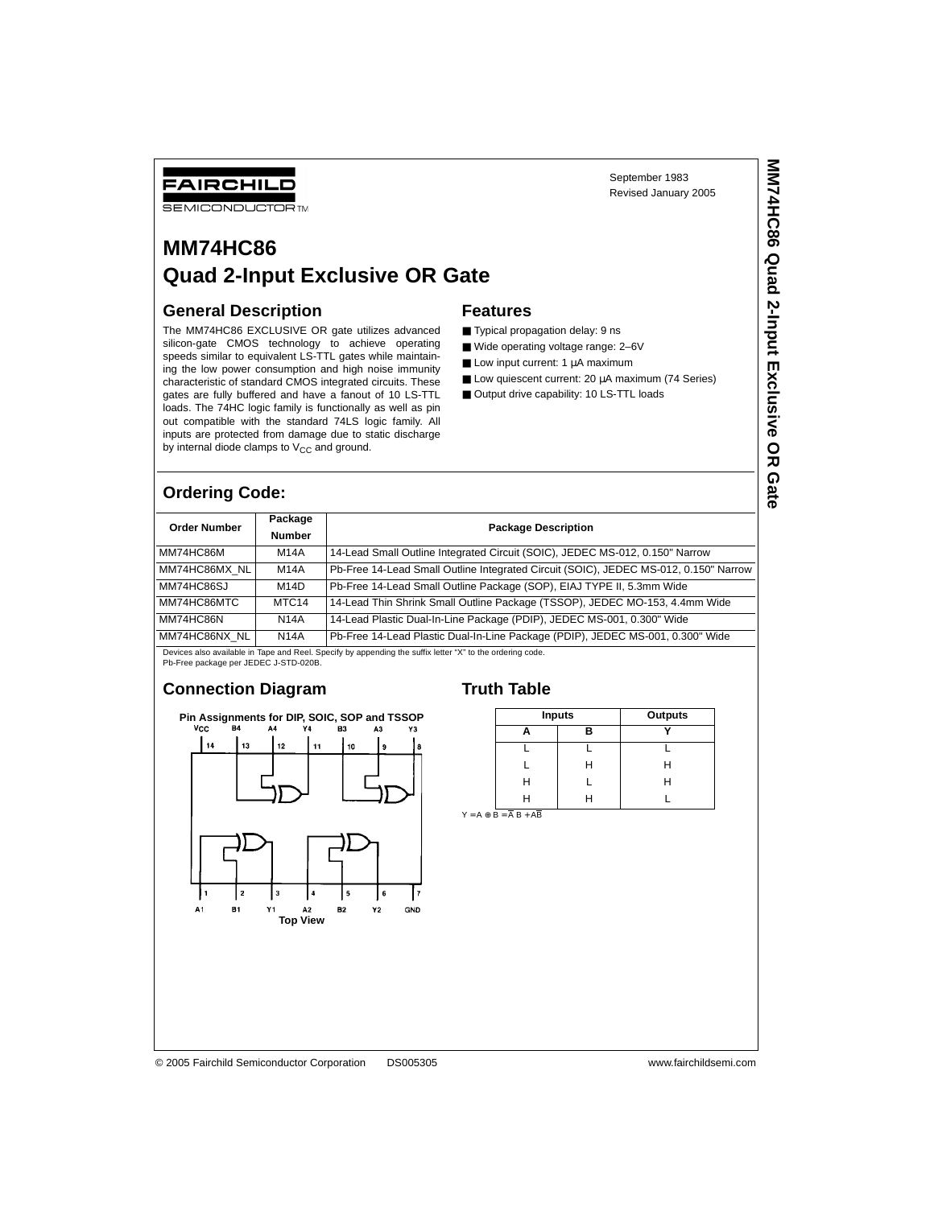FAIRCHILD SEMICONDUCTOR™

September 1983
Revised January 2005

# MM74HC86 Quad 2-Input Exclusive OR Gate

## General Description

The MM74HC86 EXCLUSIVE OR gate utilizes advanced silicon-gate CMOS technology to achieve operating speeds similar to equivalent LS-TTL gates while maintaining the low power consumption and high noise immunity characteristic of standard CMOS integrated circuits. These gates are fully buffered and have a fanout of 10 LS-TTL loads. The 74HC logic family is functionally as well as pin out compatible with the standard 74LS logic family. All inputs are protected from damage due to static discharge by internal diode clamps to $V_{CC}$ and ground.

## Features

- Typical propagation delay: 9 ns
- Wide operating voltage range: 2–6V
- Low input current: 1 µA maximum
- Low quiescent current: 20 µA maximum (74 Series)
- Output drive capability: 10 LS-TTL loads

## Ordering Code:

| Order Number | Package Number | Package Description |
|---|---|---|
| MM74HC86M | M14A | 14-Lead Small Outline Integrated Circuit (SOIC), JEDEC MS-012, 0.150" Narrow |
| MM74HC86MX_NL | M14A | Pb-Free 14-Lead Small Outline Integrated Circuit (SOIC), JEDEC MS-012, 0.150" Narrow |
| MM74HC86SJ | M14D | Pb-Free 14-Lead Small Outline Package (SOP), EIAJ TYPE II, 5.3mm Wide |
| MM74HC86MTC | MTC14 | 14-Lead Thin Shrink Small Outline Package (TSSOP), JEDEC MO-153, 4.4mm Wide |
| MM74HC86N | N14A | 14-Lead Plastic Dual-In-Line Package (PDIP), JEDEC MS-001, 0.300" Wide |
| MM74HC86NX_NL | N14A | Pb-Free 14-Lead Plastic Dual-In-Line Package (PDIP), JEDEC MS-001, 0.300" Wide |

Devices also available in Tape and Reel. Specify by appending the suffix letter "X" to the ordering code.
Pb-Free package per JEDEC J-STD-020B.

## Connection Diagram

**Pin Assignments for DIP, SOIC, SOP and TSSOP**

$V_{CC}$ (14), B4 (13), A4 (12), Y4 (11), B3 (10), A3 (9), Y3 (8)

A1 (1), B1 (2), Y1 (3), A2 (4), B2 (5), Y2 (6), GND (7)

**Top View**

## Truth Table

| Inputs | | Outputs |
|---|---|---|
| **A** | **B** | **Y** |
| L | L | L |
| L | H | H |
| H | L | H |
| H | H | L |

$Y = A \oplus B = \overline{A}\,B + A\overline{B}$

© 2005 Fairchild Semiconductor Corporation DS005305 www.fairchildsemi.com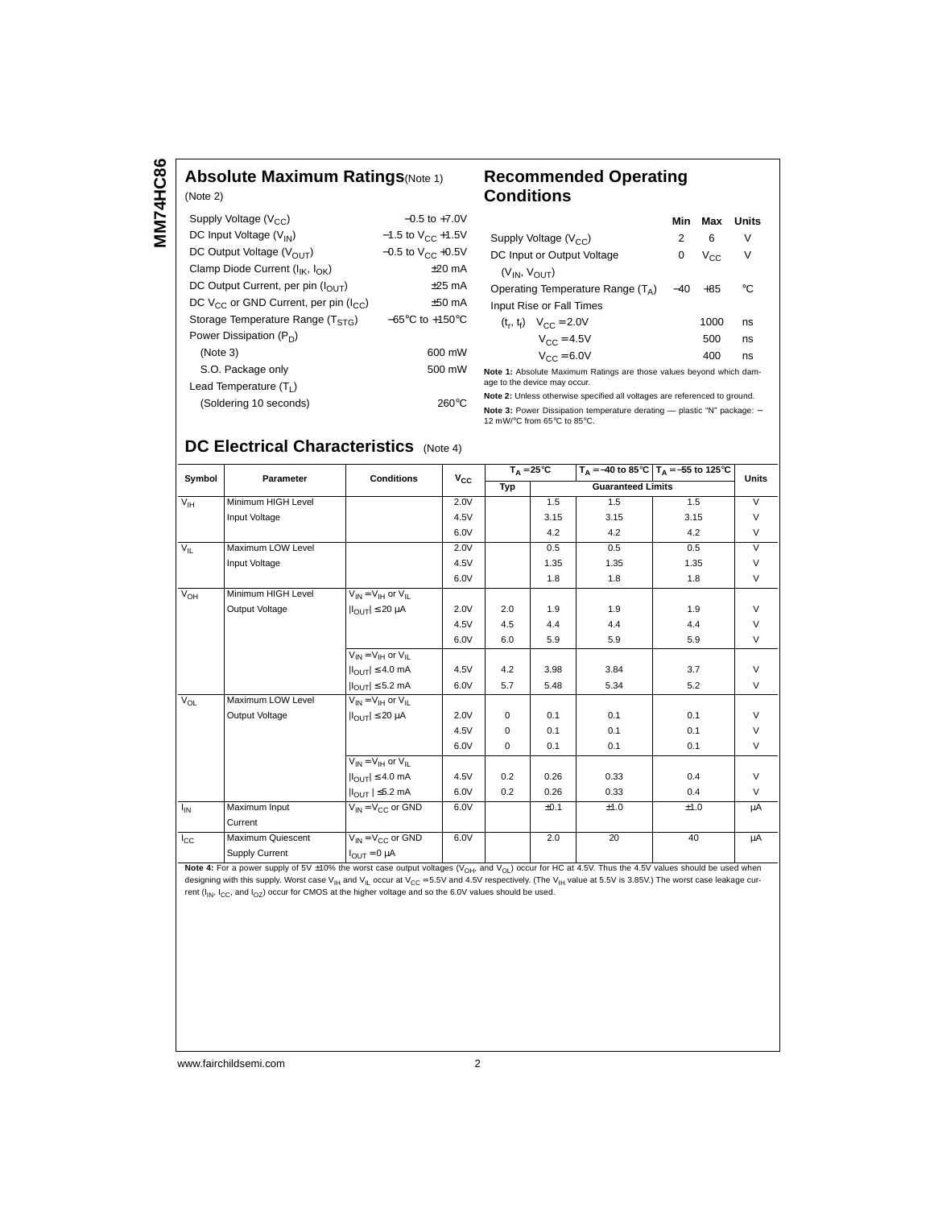## Absolute Maximum Ratings (Note 1)

(Note 2)

| | |
|---|---|
| Supply Voltage ($V_{CC}$) | −0.5 to +7.0V |
| DC Input Voltage ($V_{IN}$) | −1.5 to $V_{CC}$ +1.5V |
| DC Output Voltage ($V_{OUT}$) | −0.5 to $V_{CC}$ +0.5V |
| Clamp Diode Current ($I_{IK}$, $I_{OK}$) | ±20 mA |
| DC Output Current, per pin ($I_{OUT}$) | ±25 mA |
| DC $V_{CC}$ or GND Current, per pin ($I_{CC}$) | ±50 mA |
| Storage Temperature Range ($T_{STG}$) | −65°C to +150°C |
| Power Dissipation ($P_D$) | |
| (Note 3) | 600 mW |
| S.O. Package only | 500 mW |
| Lead Temperature ($T_L$) | |
| (Soldering 10 seconds) | 260°C |

## Recommended Operating Conditions

| | Min | Max | Units |
|---|---|---|---|
| Supply Voltage ($V_{CC}$) | 2 | 6 | V |
| DC Input or Output Voltage ($V_{IN}$, $V_{OUT}$) | 0 | $V_{CC}$ | V |
| Operating Temperature Range ($T_A$) | −40 | +85 | °C |
| Input Rise or Fall Times | | | |
| ($t_r$, $t_f$) $V_{CC}$ = 2.0V | | 1000 | ns |
| $V_{CC}$ = 4.5V | | 500 | ns |
| $V_{CC}$ = 6.0V | | 400 | ns |

**Note 1:** Absolute Maximum Ratings are those values beyond which damage to the device may occur.

**Note 2:** Unless otherwise specified all voltages are referenced to ground.

**Note 3:** Power Dissipation temperature derating — plastic "N" package: −12 mW/°C from 65°C to 85°C.

## DC Electrical Characteristics (Note 4)

| Symbol | Parameter | Conditions | $V_{CC}$ | $T_A$ = 25°C | | $T_A$ = −40 to 85°C | $T_A$ = −55 to 125°C | Units |
|---|---|---|---|---|---|---|---|---|
| | | | | Typ | | Guaranteed Limits | | |
| $V_{IH}$ | Minimum HIGH Level Input Voltage | | 2.0V | | 1.5 | 1.5 | 1.5 | V |
| | | | 4.5V | | 3.15 | 3.15 | 3.15 | V |
| | | | 6.0V | | 4.2 | 4.2 | 4.2 | V |
| $V_{IL}$ | Maximum LOW Level Input Voltage | | 2.0V | | 0.5 | 0.5 | 0.5 | V |
| | | | 4.5V | | 1.35 | 1.35 | 1.35 | V |
| | | | 6.0V | | 1.8 | 1.8 | 1.8 | V |
| $V_{OH}$ | Minimum HIGH Level Output Voltage | $V_{IN} = V_{IH}$ or $V_{IL}$, $\vert I_{OUT}\vert \leq 20\ \mu A$ | 2.0V | 2.0 | 1.9 | 1.9 | 1.9 | V |
| | | | 4.5V | 4.5 | 4.4 | 4.4 | 4.4 | V |
| | | | 6.0V | 6.0 | 5.9 | 5.9 | 5.9 | V |
| | | $V_{IN} = V_{IH}$ or $V_{IL}$, $\vert I_{OUT}\vert \leq 4.0$ mA | 4.5V | 4.2 | 3.98 | 3.84 | 3.7 | V |
| | | $\vert I_{OUT}\vert \leq 5.2$ mA | 6.0V | 5.7 | 5.48 | 5.34 | 5.2 | V |
| $V_{OL}$ | Maximum LOW Level Output Voltage | $V_{IN} = V_{IH}$ or $V_{IL}$, $\vert I_{OUT}\vert \leq 20\ \mu A$ | 2.0V | 0 | 0.1 | 0.1 | 0.1 | V |
| | | | 4.5V | 0 | 0.1 | 0.1 | 0.1 | V |
| | | | 6.0V | 0 | 0.1 | 0.1 | 0.1 | V |
| | | $V_{IN} = V_{IH}$ or $V_{IL}$, $\vert I_{OUT}\vert \leq 4.0$ mA | 4.5V | 0.2 | 0.26 | 0.33 | 0.4 | V |
| | | $\vert I_{OUT}\vert \leq 5.2$ mA | 6.0V | 0.2 | 0.26 | 0.33 | 0.4 | V |
| $I_{IN}$ | Maximum Input Current | $V_{IN} = V_{CC}$ or GND | 6.0V | | ±0.1 | ±1.0 | ±1.0 | μA |
| $I_{CC}$ | Maximum Quiescent Supply Current | $V_{IN} = V_{CC}$ or GND, $I_{OUT} = 0\ \mu A$ | 6.0V | | 2.0 | 20 | 40 | μA |

**Note 4:** For a power supply of 5V ±10% the worst case output voltages ($V_{OH}$, and $V_{OL}$) occur for HC at 4.5V. Thus the 4.5V values should be used when designing with this supply. Worst case $V_{IH}$ and $V_{IL}$ occur at $V_{CC}$ = 5.5V and 4.5V respectively. (The $V_{IH}$ value at 5.5V is 3.85V.) The worst case leakage current ($I_{IN}$, $I_{CC}$, and $I_{OZ}$) occur for CMOS at the higher voltage and so the 6.0V values should be used.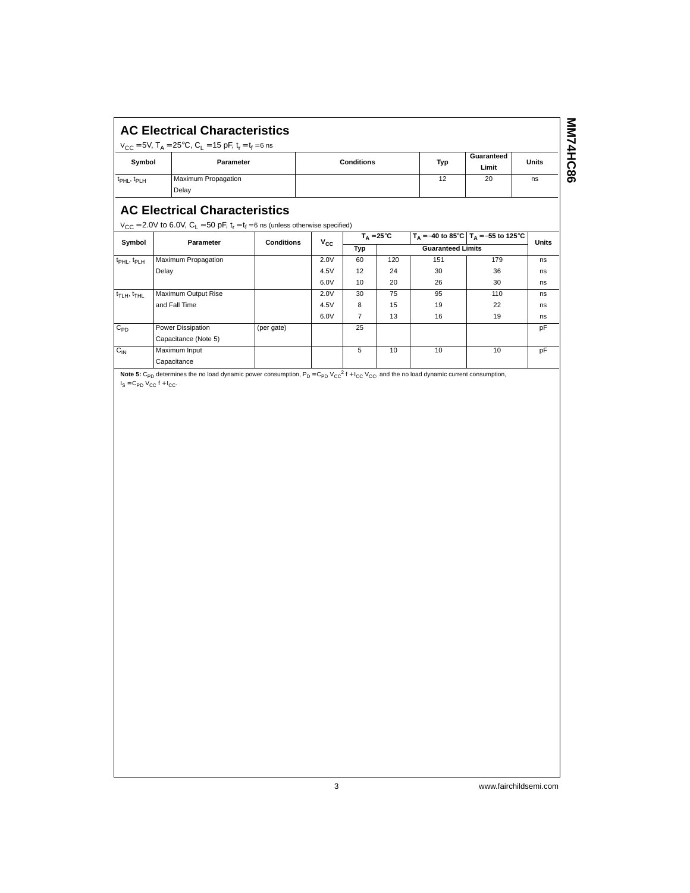## AC Electrical Characteristics

$V_{CC} = 5V$, $T_A = 25°C$, $C_L = 15$ pF, $t_r = t_f = 6$ ns

| Symbol | Parameter | Conditions | Typ | Guaranteed Limit | Units |
|---|---|---|---|---|---|
| $t_{PHL}$, $t_{PLH}$ | Maximum Propagation Delay | | 12 | 20 | ns |

## AC Electrical Characteristics

$V_{CC} = 2.0V$ to $6.0V$, $C_L = 50$ pF, $t_r = t_f = 6$ ns (unless otherwise specified)

| Symbol | Parameter | Conditions | $V_{CC}$ | $T_A = 25°C$ | | $T_A = -40$ to $85°C$ | $T_A = -55$ to $125°C$ | Units |
|---|---|---|---|---|---|---|---|---|
| | | | | Typ | Guaranteed Limits | | | |
| $t_{PHL}$, $t_{PLH}$ | Maximum Propagation Delay | | 2.0V | 60 | 120 | 151 | 179 | ns |
| | | | 4.5V | 12 | 24 | 30 | 36 | ns |
| | | | 6.0V | 10 | 20 | 26 | 30 | ns |
| $t_{TLH}$, $t_{THL}$ | Maximum Output Rise and Fall Time | | 2.0V | 30 | 75 | 95 | 110 | ns |
| | | | 4.5V | 8 | 15 | 19 | 22 | ns |
| | | | 6.0V | 7 | 13 | 16 | 19 | ns |
| $C_{PD}$ | Power Dissipation Capacitance (Note 5) | (per gate) | | 25 | | | | pF |
| $C_{IN}$ | Maximum Input Capacitance | | | 5 | 10 | 10 | 10 | pF |

**Note 5:** $C_{PD}$ determines the no load dynamic power consumption, $P_D = C_{PD} V_{CC}^2 f + I_{CC} V_{CC}$, and the no load dynamic current consumption, $I_S = C_{PD} V_{CC} f + I_{CC}$.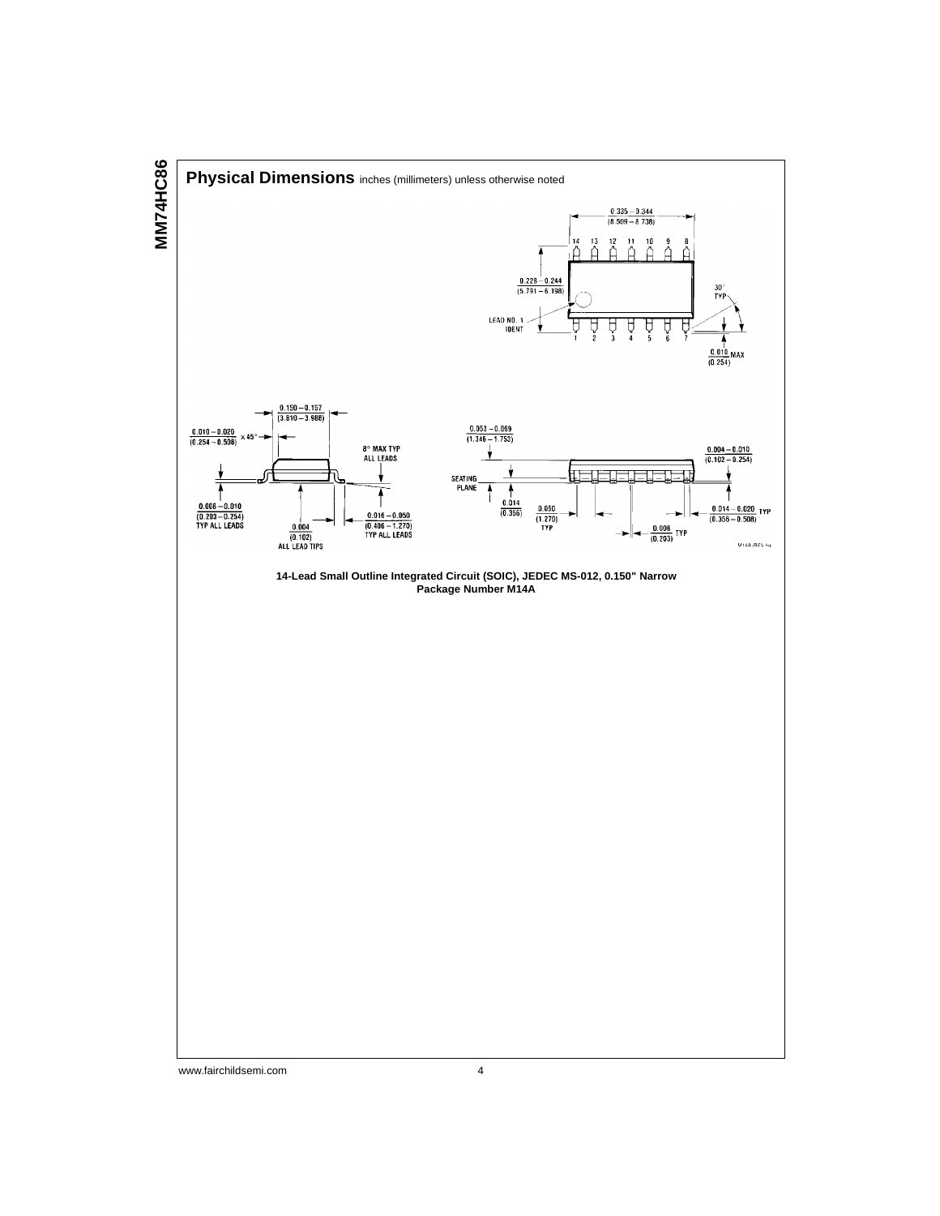## Physical Dimensions inches (millimeters) unless otherwise noted

0.335 – 0.344 (8.509 – 8.738)

14 13 12 11 10 9 8

0.228 – 0.244 (5.791 – 6.198)

LEAD NO. 1 IDENT

1 2 3 4 5 6 7

30° TYP

0.010 MAX (0.254)

0.150 – 0.157 (3.810 – 3.988)

0.010 – 0.020 (0.254 – 0.508) × 45°

8° MAX TYP ALL LEADS

0.008 – 0.010 (0.203 – 0.254) TYP ALL LEADS

0.004 (0.102) ALL LEAD TIPS

0.016 – 0.050 (0.406 – 1.270) TYP ALL LEADS

0.053 – 0.069 (1.346 – 1.753)

SEATING PLANE

0.014 (0.356)

0.050 (1.270) TYP

0.004 – 0.010 (0.102 – 0.254)

0.014 – 0.020 TYP (0.356 – 0.508)

0.008 TYP (0.203)

M14A (REV H)

**14-Lead Small Outline Integrated Circuit (SOIC), JEDEC MS-012, 0.150" Narrow**
**Package Number M14A**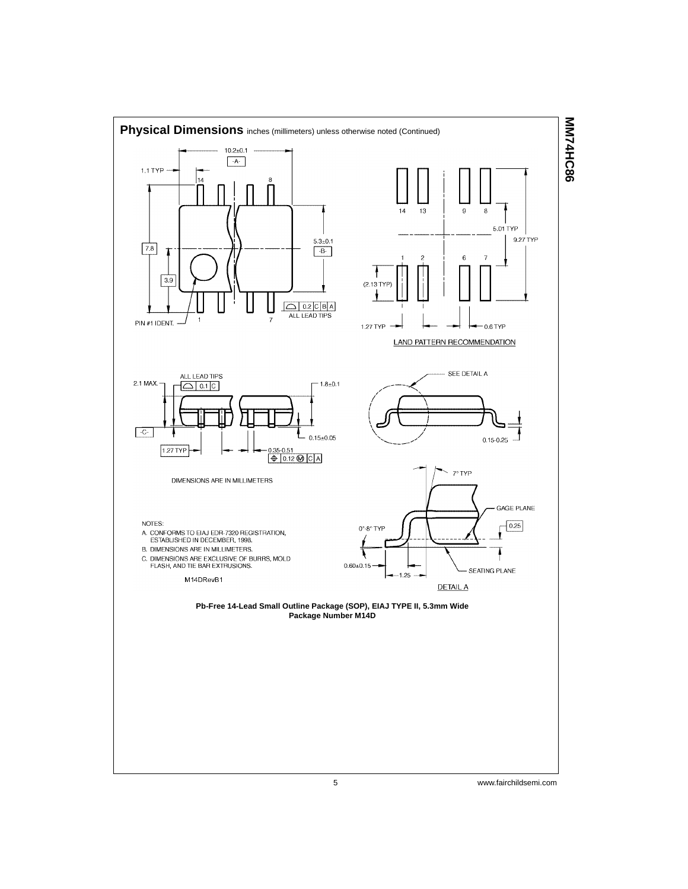## Physical Dimensions inches (millimeters) unless otherwise noted (Continued)

10.2±0.1

-A-

1.1 TYP

14

8

7.8

3.9

5.3±0.1

-B-

PIN #1 IDENT.

1

7

0.2 C B A

ALL LEAD TIPS

14 13 9 8

5.01 TYP

9.27 TYP

1 2 6 7

(2.13 TYP)

1.27 TYP

0.6 TYP

LAND PATTERN RECOMMENDATION

ALL LEAD TIPS

2.1 MAX.

0.1 C

1.8±0.1

-C-

0.15±0.05

1.27 TYP

0.35-0.51

0.12 Ⓜ C A

SEE DETAIL A

0.15-0.25

DIMENSIONS ARE IN MILLIMETERS

7° TYP

GAGE PLANE

0.25

0°-8° TYP

0.60±0.15

1.25

SEATING PLANE

DETAIL A

NOTES:

A. CONFORMS TO EIAJ EDR-7320 REGISTRATION, ESTABLISHED IN DECEMBER, 1998.

B. DIMENSIONS ARE IN MILLIMETERS.

C. DIMENSIONS ARE EXCLUSIVE OF BURRS, MOLD FLASH, AND TIE BAR EXTRUSIONS.

M14DRevB1

**Pb-Free 14-Lead Small Outline Package (SOP), EIAJ TYPE II, 5.3mm Wide**
**Package Number M14D**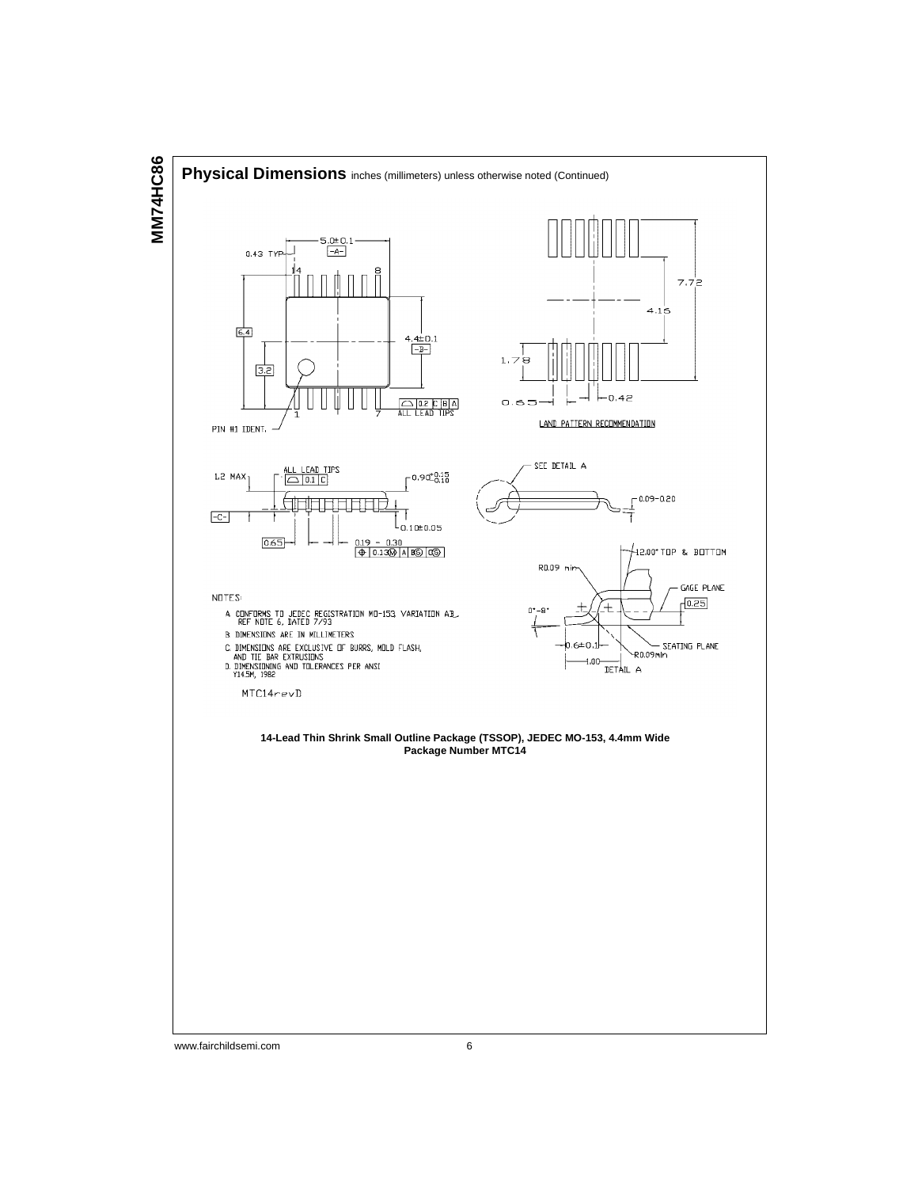## Physical Dimensions inches (millimeters) unless otherwise noted (Continued)

NOTES:

A. CONFORMS TO JEDEC REGISTRATION MO-153, VARIATION AB, REF NOTE 6, DATED 7/93

B. DIMENSIONS ARE IN MILLIMETERS

C. DIMENSIONS ARE EXCLUSIVE OF BURRS, MOLD FLASH, AND TIE BAR EXTRUSIONS

D. DIMENSIONING AND TOLERANCES PER ANSI Y14.5M, 1982

MTC14revD

**14-Lead Thin Shrink Small Outline Package (TSSOP), JEDEC MO-153, 4.4mm Wide**
**Package Number MTC14**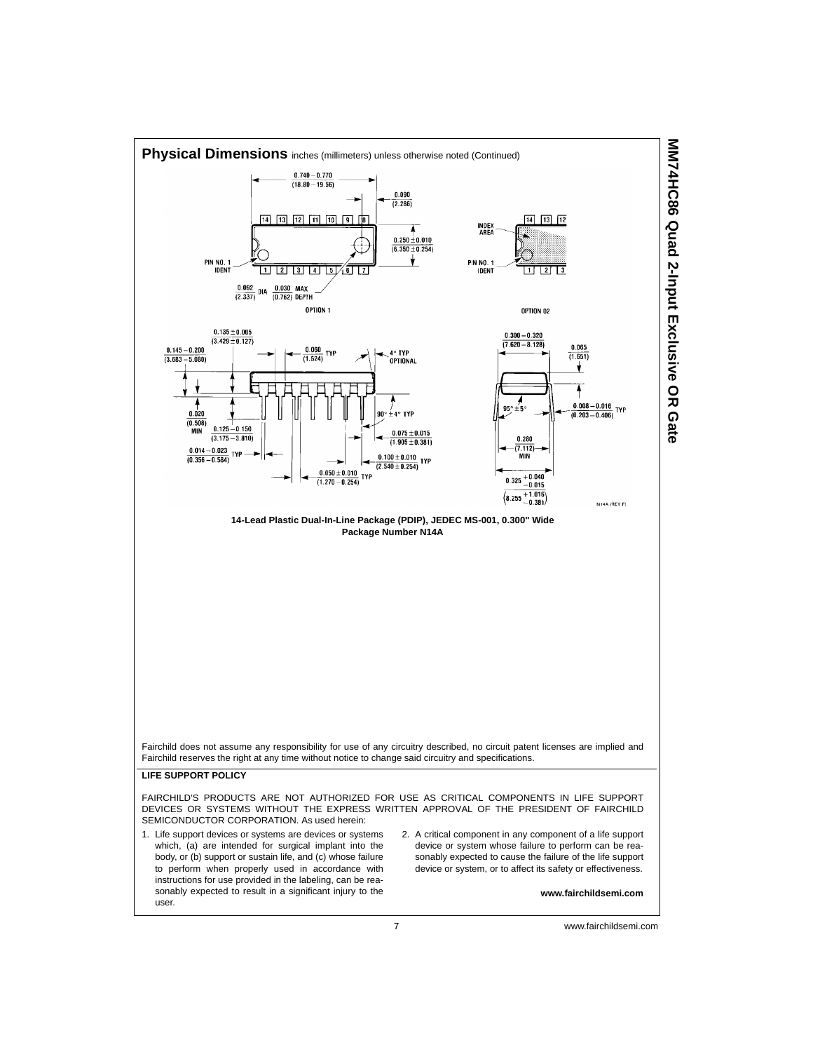## Physical Dimensions inches (millimeters) unless otherwise noted (Continued)

0.740 – 0.770
(18.80 – 19.56)

0.090
(2.286)

INDEX AREA

0.250 ± 0.010
(6.350 ± 0.254)

PIN NO. 1 IDENT

PIN NO. 1 IDENT

0.092 (2.337) DIA

0.030 (0.762) MAX DEPTH

OPTION 1

OPTION 02

0.135 ± 0.005
(3.429 ± 0.127)

0.145 – 0.200
(3.683 – 5.080)

0.060 (1.524) TYP

4° TYP OPTIONAL

0.300 – 0.320
(7.620 – 8.128)

0.065
(1.651)

0.020 (0.508) MIN

90° ± 4° TYP

95° ± 5°

0.008 – 0.016 TYP
(0.203 – 0.406)

0.125 – 0.150
(3.175 – 3.810)

0.075 ± 0.015
(1.905 ± 0.381)

0.280 (7.112) MIN

0.014 – 0.023 TYP
(0.356 – 0.584)

0.100 ± 0.010 TYP
(2.540 ± 0.254)

0.050 ± 0.010 TYP
(1.270 ± 0.254)

$0.325\ ^{+0.040}_{-0.015}$

$\left(8.255\ ^{+1.016}_{-0.381}\right)$

N14A (REV F)

**14-Lead Plastic Dual-In-Line Package (PDIP), JEDEC MS-001, 0.300" Wide**
**Package Number N14A**

Fairchild does not assume any responsibility for use of any circuitry described, no circuit patent licenses are implied and Fairchild reserves the right at any time without notice to change said circuitry and specifications.

**LIFE SUPPORT POLICY**

FAIRCHILD'S PRODUCTS ARE NOT AUTHORIZED FOR USE AS CRITICAL COMPONENTS IN LIFE SUPPORT DEVICES OR SYSTEMS WITHOUT THE EXPRESS WRITTEN APPROVAL OF THE PRESIDENT OF FAIRCHILD SEMICONDUCTOR CORPORATION. As used herein:

1. Life support devices or systems are devices or systems which, (a) are intended for surgical implant into the body, or (b) support or sustain life, and (c) whose failure to perform when properly used in accordance with instructions for use provided in the labeling, can be reasonably expected to result in a significant injury to the user.

2. A critical component in any component of a life support device or system whose failure to perform can be reasonably expected to cause the failure of the life support device or system, or to affect its safety or effectiveness.

**www.fairchildsemi.com**